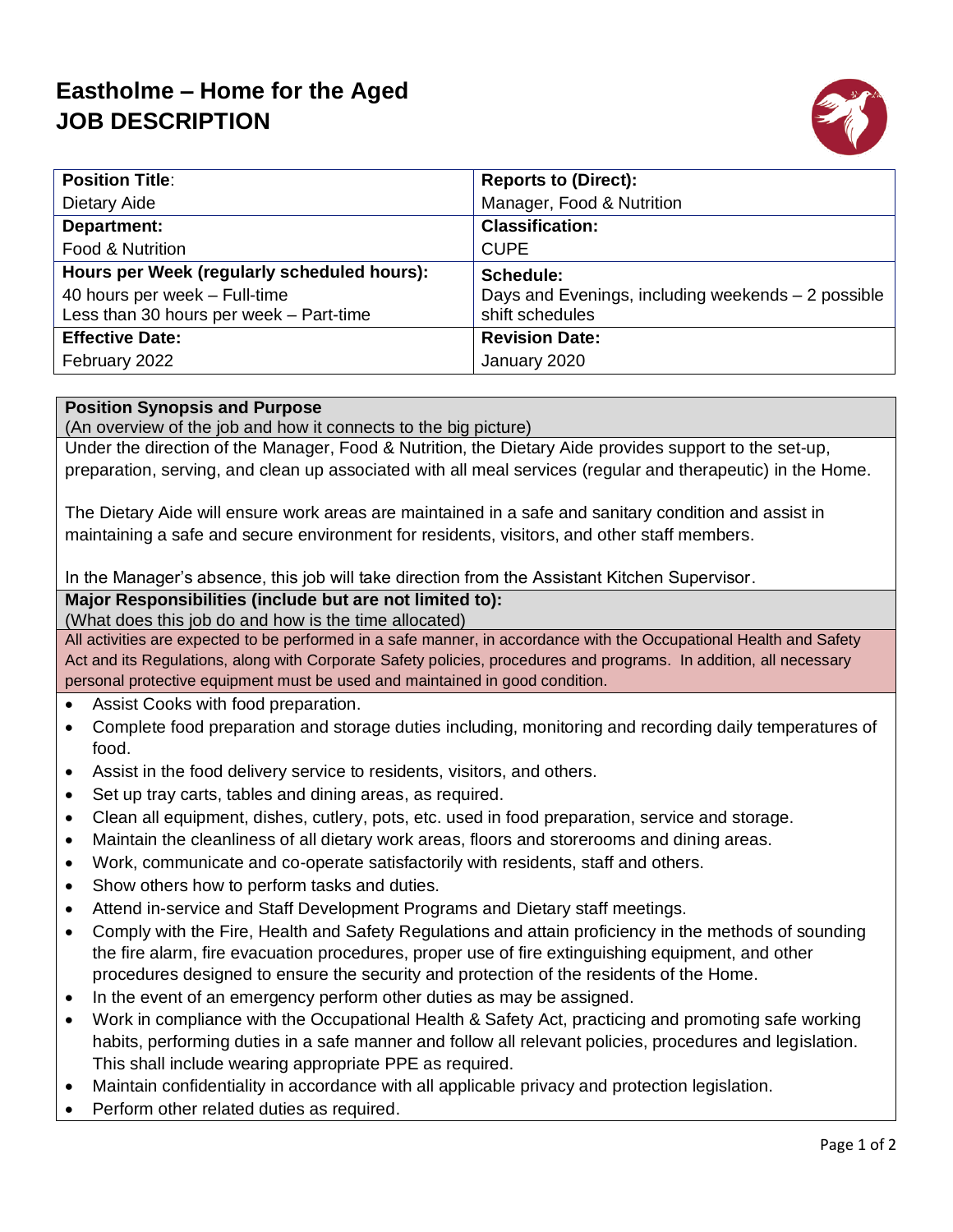# Eastholme – Home for the Aged
# JOB DESCRIPTION

| **Position Title**: | **Reports to (Direct):** |
| --- | --- |
| Dietary Aide | Manager, Food & Nutrition |
| **Department:** | **Classification:** |
| Food & Nutrition | CUPE |
| **Hours per Week (regularly scheduled hours):** | **Schedule:** |
| 40 hours per week – Full-time<br>Less than 30 hours per week – Part-time | Days and Evenings, including weekends – 2 possible shift schedules |
| **Effective Date:** | **Revision Date:** |
| February 2022 | January 2020 |

**Position Synopsis and Purpose**
(An overview of the job and how it connects to the big picture)

Under the direction of the Manager, Food & Nutrition, the Dietary Aide provides support to the set-up, preparation, serving, and clean up associated with all meal services (regular and therapeutic) in the Home.

The Dietary Aide will ensure work areas are maintained in a safe and sanitary condition and assist in maintaining a safe and secure environment for residents, visitors, and other staff members.

In the Manager's absence, this job will take direction from the Assistant Kitchen Supervisor.

**Major Responsibilities (include but are not limited to):**
(What does this job do and how is the time allocated)

All activities are expected to be performed in a safe manner, in accordance with the Occupational Health and Safety Act and its Regulations, along with Corporate Safety policies, procedures and programs. In addition, all necessary personal protective equipment must be used and maintained in good condition.

- Assist Cooks with food preparation.
- Complete food preparation and storage duties including, monitoring and recording daily temperatures of food.
- Assist in the food delivery service to residents, visitors, and others.
- Set up tray carts, tables and dining areas, as required.
- Clean all equipment, dishes, cutlery, pots, etc. used in food preparation, service and storage.
- Maintain the cleanliness of all dietary work areas, floors and storerooms and dining areas.
- Work, communicate and co-operate satisfactorily with residents, staff and others.
- Show others how to perform tasks and duties.
- Attend in-service and Staff Development Programs and Dietary staff meetings.
- Comply with the Fire, Health and Safety Regulations and attain proficiency in the methods of sounding the fire alarm, fire evacuation procedures, proper use of fire extinguishing equipment, and other procedures designed to ensure the security and protection of the residents of the Home.
- In the event of an emergency perform other duties as may be assigned.
- Work in compliance with the Occupational Health & Safety Act, practicing and promoting safe working habits, performing duties in a safe manner and follow all relevant policies, procedures and legislation. This shall include wearing appropriate PPE as required.
- Maintain confidentiality in accordance with all applicable privacy and protection legislation.
- Perform other related duties as required.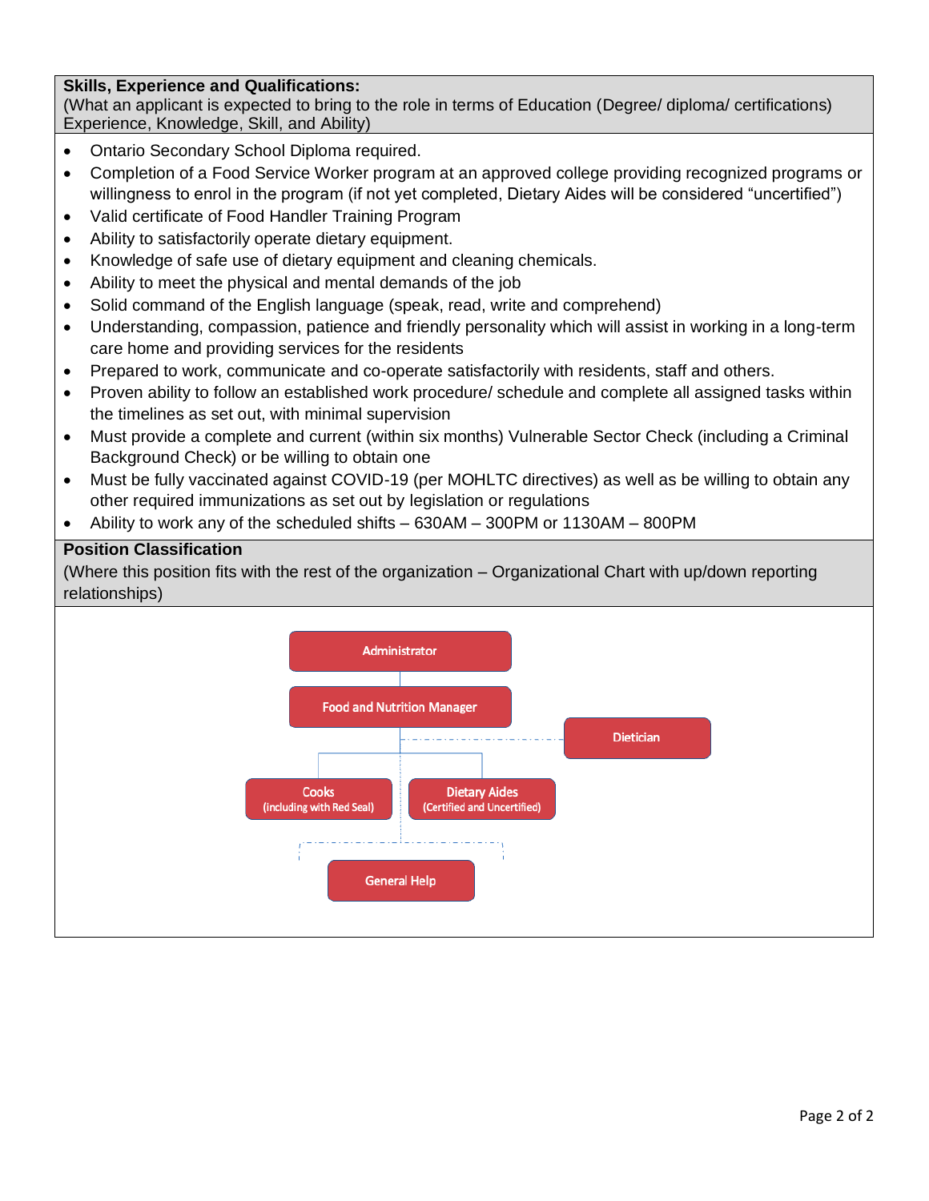**Skills, Experience and Qualifications:**
(What an applicant is expected to bring to the role in terms of Education (Degree/ diploma/ certifications) Experience, Knowledge, Skill, and Ability)

- Ontario Secondary School Diploma required.
- Completion of a Food Service Worker program at an approved college providing recognized programs or willingness to enrol in the program (if not yet completed, Dietary Aides will be considered "uncertified")
- Valid certificate of Food Handler Training Program
- Ability to satisfactorily operate dietary equipment.
- Knowledge of safe use of dietary equipment and cleaning chemicals.
- Ability to meet the physical and mental demands of the job
- Solid command of the English language (speak, read, write and comprehend)
- Understanding, compassion, patience and friendly personality which will assist in working in a long-term care home and providing services for the residents
- Prepared to work, communicate and co-operate satisfactorily with residents, staff and others.
- Proven ability to follow an established work procedure/ schedule and complete all assigned tasks within the timelines as set out, with minimal supervision
- Must provide a complete and current (within six months) Vulnerable Sector Check (including a Criminal Background Check) or be willing to obtain one
- Must be fully vaccinated against COVID-19 (per MOHLTC directives) as well as be willing to obtain any other required immunizations as set out by legislation or regulations
- Ability to work any of the scheduled shifts – 630AM – 300PM or 1130AM – 800PM

**Position Classification**
(Where this position fits with the rest of the organization – Organizational Chart with up/down reporting relationships)

Administrator

Food and Nutrition Manager

Dietician

Cooks (including with Red Seal)

Dietary Aides (Certified and Uncertified)

General Help